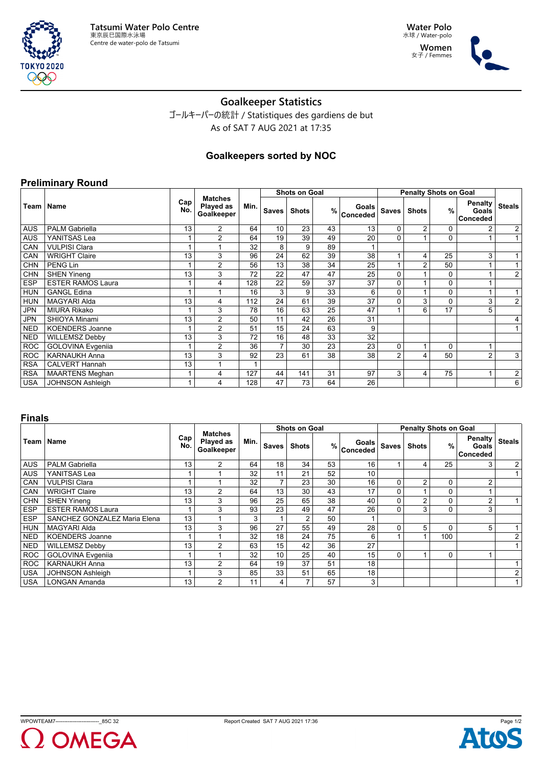Tatsumi Water Polo Centre
東京辰巳国際水泳場
Centre de water-polo de Tatsumi

Water Polo
水球 / Water-polo
Women
女子 / Femmes

# Goalkeeper Statistics

ゴールキーパーの統計 / Statistiques des gardiens de but

As of SAT 7 AUG 2021 at 17:35

## Goalkeepers sorted by NOC

### Preliminary Round

| Team | Name | Cap No. | Matches Played as Goalkeeper | Min. | Shots on Goal | | | | Penalty Shots on Goal | | | | Steals |
|---|---|---|---|---|---|---|---|---|---|---|---|---|---|
| | | | | | Saves | Shots | % | Goals Conceded | Saves | Shots | % | Penalty Goals Conceded | |
| AUS | PALM Gabriella | 13 | 2 | 64 | 10 | 23 | 43 | 13 | 0 | 2 | 0 | 2 | 2 |
| AUS | YANITSAS Lea | 1 | 2 | 64 | 19 | 39 | 49 | 20 | 0 | 1 | 0 | 1 | 1 |
| CAN | VULPISI Clara | 1 | 1 | 32 | 8 | 9 | 89 | 1 | | | | | |
| CAN | WRIGHT Claire | 13 | 3 | 96 | 24 | 62 | 39 | 38 | 1 | 4 | 25 | 3 | 1 |
| CHN | PENG Lin | 1 | 2 | 56 | 13 | 38 | 34 | 25 | 1 | 2 | 50 | 1 | 1 |
| CHN | SHEN Yineng | 13 | 3 | 72 | 22 | 47 | 47 | 25 | 0 | 1 | 0 | 1 | 2 |
| ESP | ESTER RAMOS Laura | 1 | 4 | 128 | 22 | 59 | 37 | 37 | 0 | 1 | 0 | 1 | |
| HUN | GANGL Edina | 1 | 1 | 16 | 3 | 9 | 33 | 6 | 0 | 1 | 0 | 1 | 1 |
| HUN | MAGYARI Alda | 13 | 4 | 112 | 24 | 61 | 39 | 37 | 0 | 3 | 0 | 3 | 2 |
| JPN | MIURA Rikako | 1 | 3 | 78 | 16 | 63 | 25 | 47 | 1 | 6 | 17 | 5 | |
| JPN | SHIOYA Minami | 13 | 2 | 50 | 11 | 42 | 26 | 31 | | | | | 4 |
| NED | KOENDERS Joanne | 1 | 2 | 51 | 15 | 24 | 63 | 9 | | | | | 1 |
| NED | WILLEMSZ Debby | 13 | 3 | 72 | 16 | 48 | 33 | 32 | | | | | |
| ROC | GOLOVINA Evgeniia | 1 | 2 | 36 | 7 | 30 | 23 | 23 | 0 | 1 | 0 | 1 | |
| ROC | KARNAUKH Anna | 13 | 3 | 92 | 23 | 61 | 38 | 38 | 2 | 4 | 50 | 2 | 3 |
| RSA | CALVERT Hannah | 13 | 1 | 1 | | | | | | | | | |
| RSA | MAARTENS Meghan | 1 | 4 | 127 | 44 | 141 | 31 | 97 | 3 | 4 | 75 | 1 | 2 |
| USA | JOHNSON Ashleigh | 1 | 4 | 128 | 47 | 73 | 64 | 26 | | | | | 6 |

### Finals

| Team | Name | Cap No. | Matches Played as Goalkeeper | Min. | Shots on Goal | | | | Penalty Shots on Goal | | | | Steals |
|---|---|---|---|---|---|---|---|---|---|---|---|---|---|
| | | | | | Saves | Shots | % | Goals Conceded | Saves | Shots | % | Penalty Goals Conceded | |
| AUS | PALM Gabriella | 13 | 2 | 64 | 18 | 34 | 53 | 16 | 1 | 4 | 25 | 3 | 2 |
| AUS | YANITSAS Lea | 1 | 1 | 32 | 11 | 21 | 52 | 10 | | | | | 1 |
| CAN | VULPISI Clara | 1 | 1 | 32 | 7 | 23 | 30 | 16 | 0 | 2 | 0 | 2 | |
| CAN | WRIGHT Claire | 13 | 2 | 64 | 13 | 30 | 43 | 17 | 0 | 1 | 0 | 1 | |
| CHN | SHEN Yineng | 13 | 3 | 96 | 25 | 65 | 38 | 40 | 0 | 2 | 0 | 2 | 1 |
| ESP | ESTER RAMOS Laura | 1 | 3 | 93 | 23 | 49 | 47 | 26 | 0 | 3 | 0 | 3 | |
| ESP | SANCHEZ GONZALEZ Maria Elena | 13 | 1 | 3 | 1 | 2 | 50 | 1 | | | | | |
| HUN | MAGYARI Alda | 13 | 3 | 96 | 27 | 55 | 49 | 28 | 0 | 5 | 0 | 5 | 1 |
| NED | KOENDERS Joanne | 1 | 1 | 32 | 18 | 24 | 75 | 6 | 1 | 1 | 100 | | 2 |
| NED | WILLEMSZ Debby | 13 | 2 | 63 | 15 | 42 | 36 | 27 | | | | | 1 |
| ROC | GOLOVINA Evgeniia | 1 | 1 | 32 | 10 | 25 | 40 | 15 | 0 | 1 | 0 | 1 | |
| ROC | KARNAUKH Anna | 13 | 2 | 64 | 19 | 37 | 51 | 18 | | | | | 1 |
| USA | JOHNSON Ashleigh | 1 | 3 | 85 | 33 | 51 | 65 | 18 | | | | | 2 |
| USA | LONGAN Amanda | 13 | 2 | 11 | 4 | 7 | 57 | 3 | | | | | 1 |

WPOWTEAM7--------------------------_85C 32 Report Created SAT 7 AUG 2021 17:36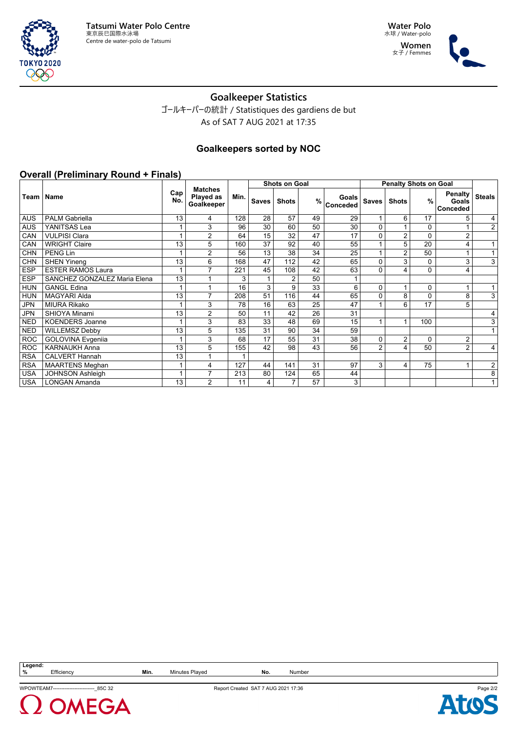# Goalkeeper Statistics

ゴールキーパーの統計 / Statistiques des gardiens de but

As of SAT 7 AUG 2021 at 17:35

## Goalkeepers sorted by NOC

### Overall (Preliminary Round + Finals)

| Team | Name | Cap No. | Matches Played as Goalkeeper | Min. | Shots on Goal | | | | Penalty Shots on Goal | | | | Steals |
|---|---|---|---|---|---|---|---|---|---|---|---|---|---|
| | | | | | Saves | Shots | % | Goals Conceded | Saves | Shots | % | Penalty Goals Conceded | |
| AUS | PALM Gabriella | 13 | 4 | 128 | 28 | 57 | 49 | 29 | 1 | 6 | 17 | 5 | 4 |
| AUS | YANITSAS Lea | 1 | 3 | 96 | 30 | 60 | 50 | 30 | 0 | 1 | 0 | 1 | 2 |
| CAN | VULPISI Clara | 1 | 2 | 64 | 15 | 32 | 47 | 17 | 0 | 2 | 0 | 2 | |
| CAN | WRIGHT Claire | 13 | 5 | 160 | 37 | 92 | 40 | 55 | 1 | 5 | 20 | 4 | 1 |
| CHN | PENG Lin | 1 | 2 | 56 | 13 | 38 | 34 | 25 | 1 | 2 | 50 | 1 | 1 |
| CHN | SHEN Yineng | 13 | 6 | 168 | 47 | 112 | 42 | 65 | 0 | 3 | 0 | 3 | 3 |
| ESP | ESTER RAMOS Laura | 1 | 7 | 221 | 45 | 108 | 42 | 63 | 0 | 4 | 0 | 4 | |
| ESP | SANCHEZ GONZALEZ Maria Elena | 13 | 1 | 3 | 1 | 2 | 50 | 1 | | | | | |
| HUN | GANGL Edina | 1 | 1 | 16 | 3 | 9 | 33 | 6 | 0 | 1 | 0 | 1 | 1 |
| HUN | MAGYARI Alda | 13 | 7 | 208 | 51 | 116 | 44 | 65 | 0 | 8 | 0 | 8 | 3 |
| JPN | MIURA Rikako | 1 | 3 | 78 | 16 | 63 | 25 | 47 | 1 | 6 | 17 | 5 | |
| JPN | SHIOYA Minami | 13 | 2 | 50 | 11 | 42 | 26 | 31 | | | | | 4 |
| NED | KOENDERS Joanne | 1 | 3 | 83 | 33 | 48 | 69 | 15 | 1 | 1 | 100 | | 3 |
| NED | WILLEMSZ Debby | 13 | 5 | 135 | 31 | 90 | 34 | 59 | | | | | 1 |
| ROC | GOLOVINA Evgeniia | 1 | 3 | 68 | 17 | 55 | 31 | 38 | 0 | 2 | 0 | 2 | |
| ROC | KARNAUKH Anna | 13 | 5 | 155 | 42 | 98 | 43 | 56 | 2 | 4 | 50 | 2 | 4 |
| RSA | CALVERT Hannah | 13 | 1 | 1 | | | | | | | | | |
| RSA | MAARTENS Meghan | 1 | 4 | 127 | 44 | 141 | 31 | 97 | 3 | 4 | 75 | 1 | 2 |
| USA | JOHNSON Ashleigh | 1 | 7 | 213 | 80 | 124 | 65 | 44 | | | | | 8 |
| USA | LONGAN Amanda | 13 | 2 | 11 | 4 | 7 | 57 | 3 | | | | | 1 |

**Legend:**
% Efficiency    Min. Minutes Played    No. Number

WPOWTEAM7------------------------_85C 32    Report Created SAT 7 AUG 2021 17:36